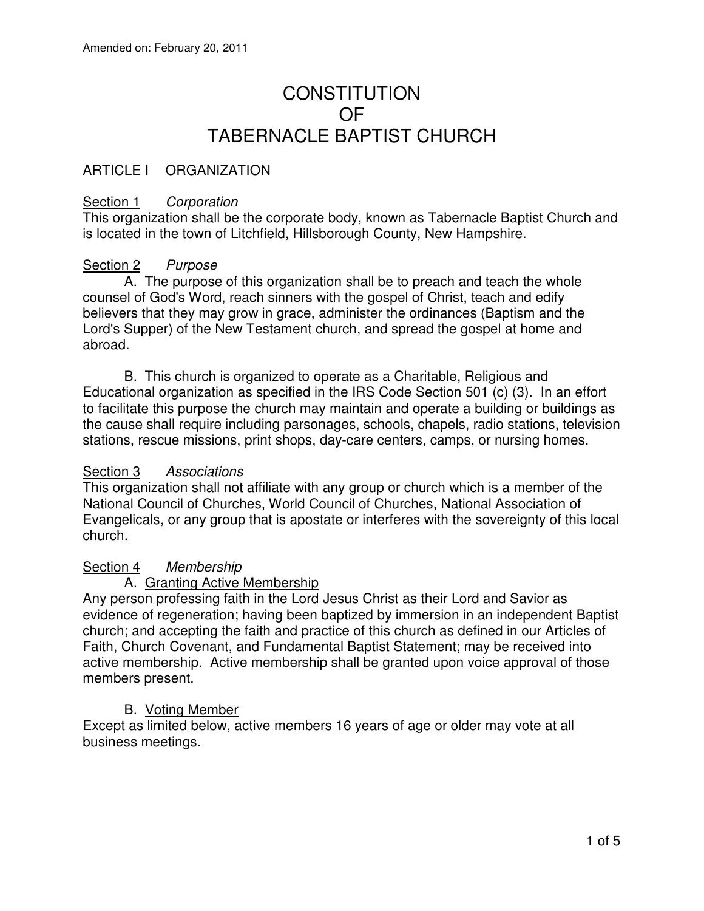Amended on: February 20, 2011

# CONSTITUTION OF TABERNACLE BAPTIST CHURCH

## ARTICLE I ORGANIZATION

### Section 1 *Corporation*

This organization shall be the corporate body, known as Tabernacle Baptist Church and is located in the town of Litchfield, Hillsborough County, New Hampshire.

### Section 2 *Purpose*

A. The purpose of this organization shall be to preach and teach the whole counsel of God's Word, reach sinners with the gospel of Christ, teach and edify believers that they may grow in grace, administer the ordinances (Baptism and the Lord's Supper) of the New Testament church, and spread the gospel at home and abroad.

B. This church is organized to operate as a Charitable, Religious and Educational organization as specified in the IRS Code Section 501 (c) (3). In an effort to facilitate this purpose the church may maintain and operate a building or buildings as the cause shall require including parsonages, schools, chapels, radio stations, television stations, rescue missions, print shops, day-care centers, camps, or nursing homes.

### Section 3 *Associations*

This organization shall not affiliate with any group or church which is a member of the National Council of Churches, World Council of Churches, National Association of Evangelicals, or any group that is apostate or interferes with the sovereignty of this local church.

### Section 4 *Membership*

A. Granting Active Membership

Any person professing faith in the Lord Jesus Christ as their Lord and Savior as evidence of regeneration; having been baptized by immersion in an independent Baptist church; and accepting the faith and practice of this church as defined in our Articles of Faith, Church Covenant, and Fundamental Baptist Statement; may be received into active membership. Active membership shall be granted upon voice approval of those members present.

B. Voting Member

Except as limited below, active members 16 years of age or older may vote at all business meetings.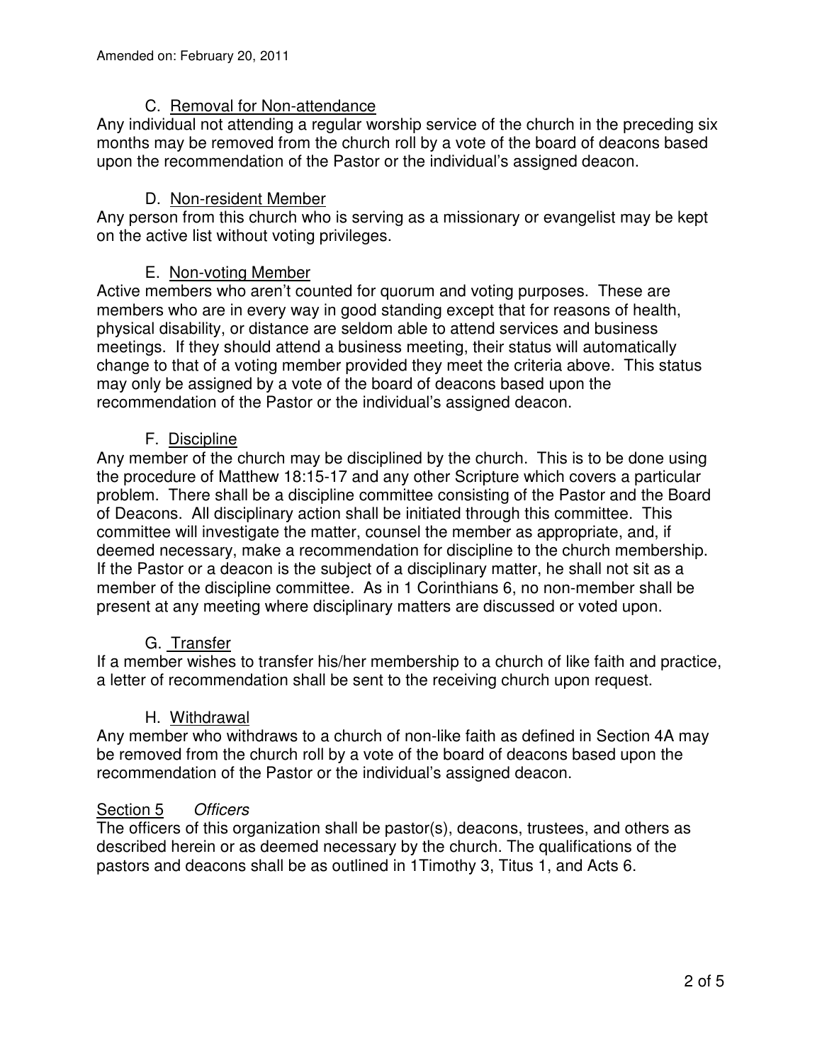### C. Removal for Non-attendance

Any individual not attending a regular worship service of the church in the preceding six months may be removed from the church roll by a vote of the board of deacons based upon the recommendation of the Pastor or the individual's assigned deacon.

### D. Non-resident Member

Any person from this church who is serving as a missionary or evangelist may be kept on the active list without voting privileges.

### E. Non-voting Member

Active members who aren't counted for quorum and voting purposes. These are members who are in every way in good standing except that for reasons of health, physical disability, or distance are seldom able to attend services and business meetings. If they should attend a business meeting, their status will automatically change to that of a voting member provided they meet the criteria above. This status may only be assigned by a vote of the board of deacons based upon the recommendation of the Pastor or the individual's assigned deacon.

### F. Discipline

Any member of the church may be disciplined by the church. This is to be done using the procedure of Matthew 18:15-17 and any other Scripture which covers a particular problem. There shall be a discipline committee consisting of the Pastor and the Board of Deacons. All disciplinary action shall be initiated through this committee. This committee will investigate the matter, counsel the member as appropriate, and, if deemed necessary, make a recommendation for discipline to the church membership. If the Pastor or a deacon is the subject of a disciplinary matter, he shall not sit as a member of the discipline committee. As in 1 Corinthians 6, no non-member shall be present at any meeting where disciplinary matters are discussed or voted upon.

### G. Transfer

If a member wishes to transfer his/her membership to a church of like faith and practice, a letter of recommendation shall be sent to the receiving church upon request.

### H. Withdrawal

Any member who withdraws to a church of non-like faith as defined in Section 4A may be removed from the church roll by a vote of the board of deacons based upon the recommendation of the Pastor or the individual's assigned deacon.

## Section 5 *Officers*

The officers of this organization shall be pastor(s), deacons, trustees, and others as described herein or as deemed necessary by the church. The qualifications of the pastors and deacons shall be as outlined in 1Timothy 3, Titus 1, and Acts 6.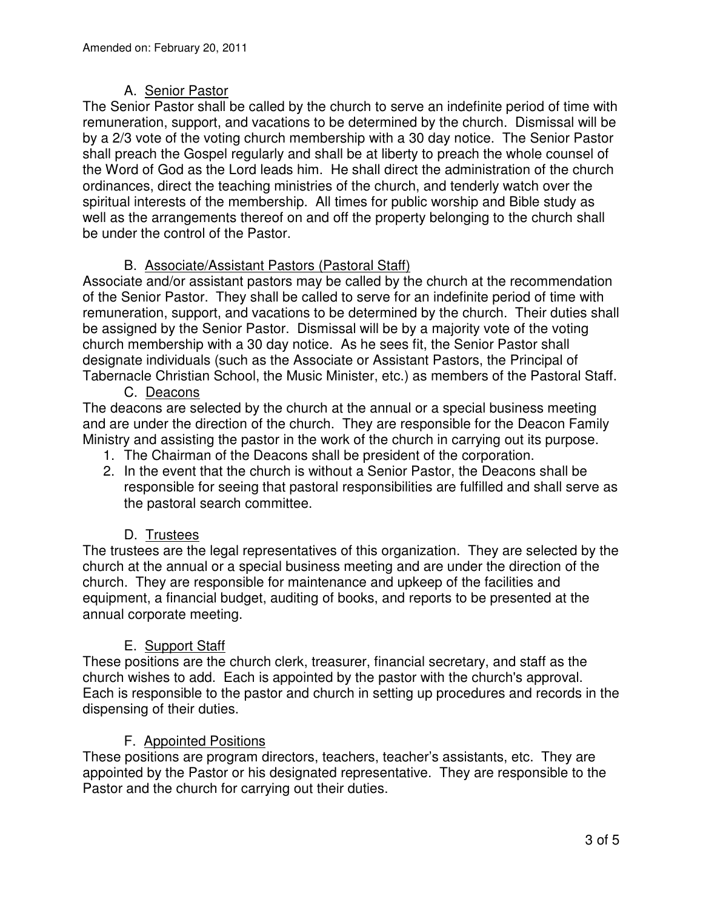Amended on: February 20, 2011

A. Senior Pastor

The Senior Pastor shall be called by the church to serve an indefinite period of time with remuneration, support, and vacations to be determined by the church. Dismissal will be by a 2/3 vote of the voting church membership with a 30 day notice. The Senior Pastor shall preach the Gospel regularly and shall be at liberty to preach the whole counsel of the Word of God as the Lord leads him. He shall direct the administration of the church ordinances, direct the teaching ministries of the church, and tenderly watch over the spiritual interests of the membership. All times for public worship and Bible study as well as the arrangements thereof on and off the property belonging to the church shall be under the control of the Pastor.

B. Associate/Assistant Pastors (Pastoral Staff)

Associate and/or assistant pastors may be called by the church at the recommendation of the Senior Pastor. They shall be called to serve for an indefinite period of time with remuneration, support, and vacations to be determined by the church. Their duties shall be assigned by the Senior Pastor. Dismissal will be by a majority vote of the voting church membership with a 30 day notice. As he sees fit, the Senior Pastor shall designate individuals (such as the Associate or Assistant Pastors, the Principal of Tabernacle Christian School, the Music Minister, etc.) as members of the Pastoral Staff.

C. Deacons

The deacons are selected by the church at the annual or a special business meeting and are under the direction of the church. They are responsible for the Deacon Family Ministry and assisting the pastor in the work of the church in carrying out its purpose.

1. The Chairman of the Deacons shall be president of the corporation.
2. In the event that the church is without a Senior Pastor, the Deacons shall be responsible for seeing that pastoral responsibilities are fulfilled and shall serve as the pastoral search committee.

D. Trustees

The trustees are the legal representatives of this organization. They are selected by the church at the annual or a special business meeting and are under the direction of the church. They are responsible for maintenance and upkeep of the facilities and equipment, a financial budget, auditing of books, and reports to be presented at the annual corporate meeting.

E. Support Staff

These positions are the church clerk, treasurer, financial secretary, and staff as the church wishes to add. Each is appointed by the pastor with the church's approval. Each is responsible to the pastor and church in setting up procedures and records in the dispensing of their duties.

F. Appointed Positions

These positions are program directors, teachers, teacher's assistants, etc. They are appointed by the Pastor or his designated representative. They are responsible to the Pastor and the church for carrying out their duties.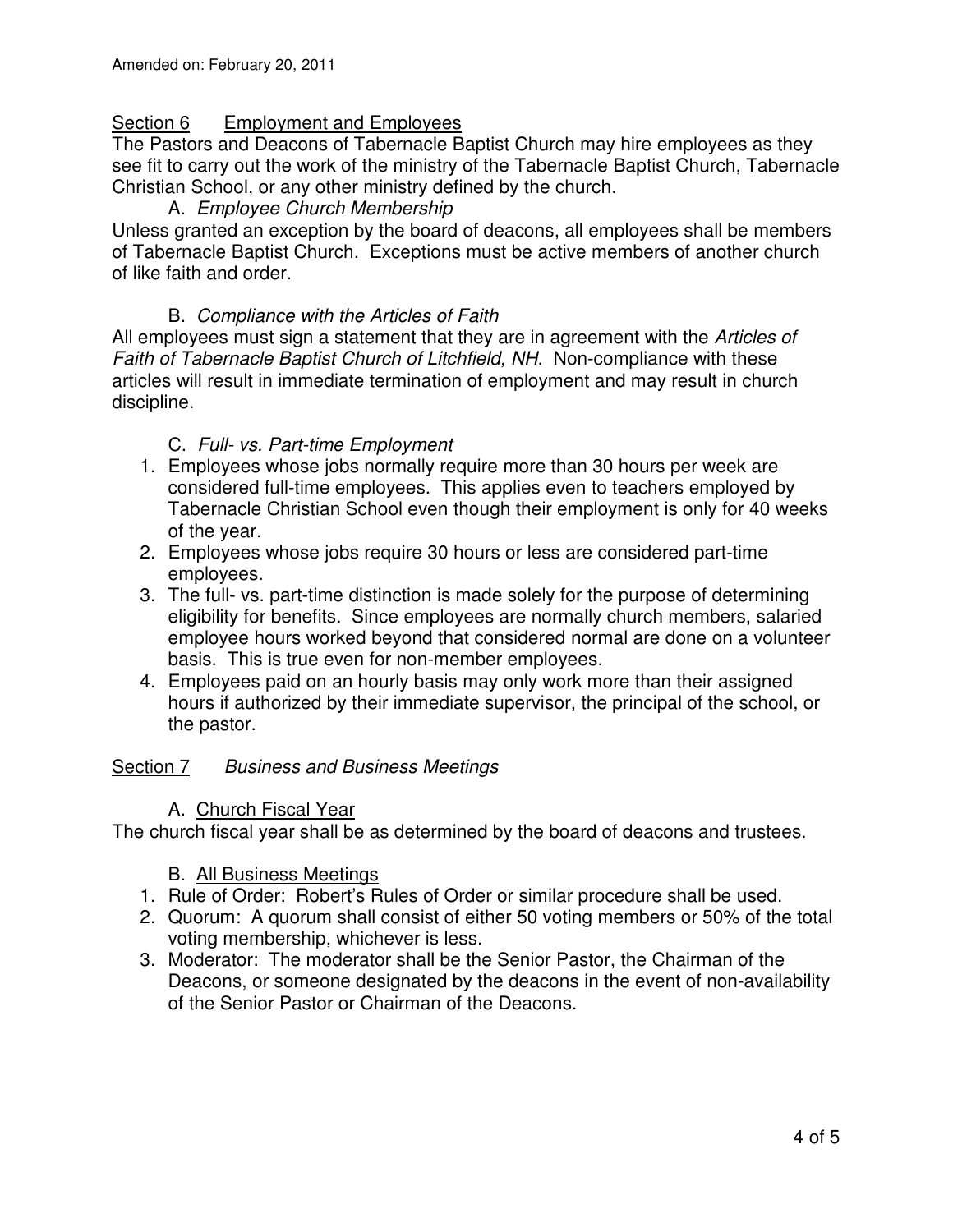## Section 6 Employment and Employees

The Pastors and Deacons of Tabernacle Baptist Church may hire employees as they see fit to carry out the work of the ministry of the Tabernacle Baptist Church, Tabernacle Christian School, or any other ministry defined by the church.

### A. *Employee Church Membership*

Unless granted an exception by the board of deacons, all employees shall be members of Tabernacle Baptist Church. Exceptions must be active members of another church of like faith and order.

### B. *Compliance with the Articles of Faith*

All employees must sign a statement that they are in agreement with the *Articles of Faith of Tabernacle Baptist Church of Litchfield, NH*. Non-compliance with these articles will result in immediate termination of employment and may result in church discipline.

### C. *Full- vs. Part-time Employment*

1. Employees whose jobs normally require more than 30 hours per week are considered full-time employees. This applies even to teachers employed by Tabernacle Christian School even though their employment is only for 40 weeks of the year.
2. Employees whose jobs require 30 hours or less are considered part-time employees.
3. The full- vs. part-time distinction is made solely for the purpose of determining eligibility for benefits. Since employees are normally church members, salaried employee hours worked beyond that considered normal are done on a volunteer basis. This is true even for non-member employees.
4. Employees paid on an hourly basis may only work more than their assigned hours if authorized by their immediate supervisor, the principal of the school, or the pastor.

## Section 7 *Business and Business Meetings*

### A. Church Fiscal Year

The church fiscal year shall be as determined by the board of deacons and trustees.

### B. All Business Meetings

1. Rule of Order: Robert's Rules of Order or similar procedure shall be used.
2. Quorum: A quorum shall consist of either 50 voting members or 50% of the total voting membership, whichever is less.
3. Moderator: The moderator shall be the Senior Pastor, the Chairman of the Deacons, or someone designated by the deacons in the event of non-availability of the Senior Pastor or Chairman of the Deacons.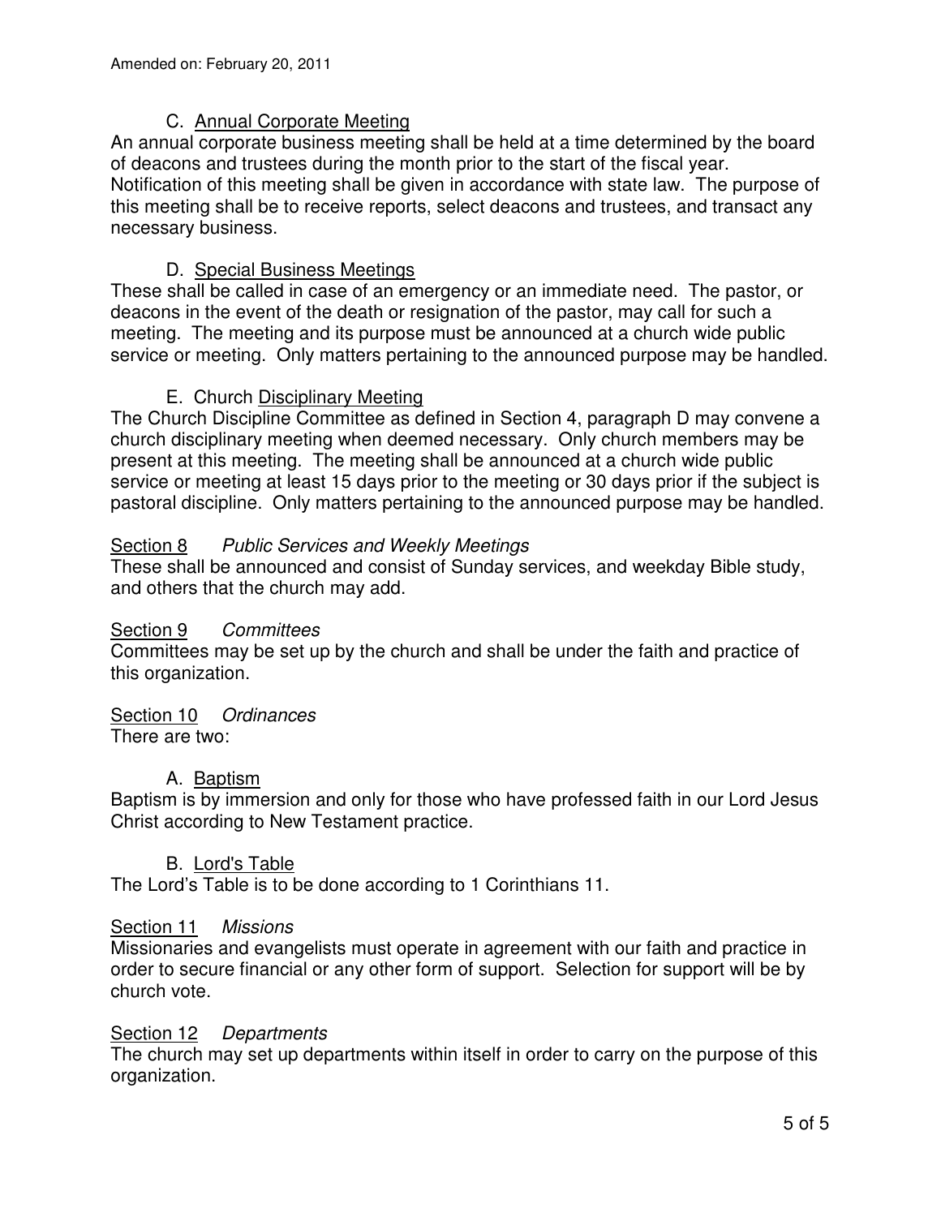Amended on: February 20, 2011

### C. Annual Corporate Meeting

An annual corporate business meeting shall be held at a time determined by the board of deacons and trustees during the month prior to the start of the fiscal year. Notification of this meeting shall be given in accordance with state law. The purpose of this meeting shall be to receive reports, select deacons and trustees, and transact any necessary business.

### D. Special Business Meetings

These shall be called in case of an emergency or an immediate need. The pastor, or deacons in the event of the death or resignation of the pastor, may call for such a meeting. The meeting and its purpose must be announced at a church wide public service or meeting. Only matters pertaining to the announced purpose may be handled.

### E. Church Disciplinary Meeting

The Church Discipline Committee as defined in Section 4, paragraph D may convene a church disciplinary meeting when deemed necessary. Only church members may be present at this meeting. The meeting shall be announced at a church wide public service or meeting at least 15 days prior to the meeting or 30 days prior if the subject is pastoral discipline. Only matters pertaining to the announced purpose may be handled.

## Section 8 *Public Services and Weekly Meetings*

These shall be announced and consist of Sunday services, and weekday Bible study, and others that the church may add.

## Section 9 *Committees*

Committees may be set up by the church and shall be under the faith and practice of this organization.

## Section 10 *Ordinances*

There are two:

### A. Baptism

Baptism is by immersion and only for those who have professed faith in our Lord Jesus Christ according to New Testament practice.

### B. Lord's Table

The Lord's Table is to be done according to 1 Corinthians 11.

## Section 11 *Missions*

Missionaries and evangelists must operate in agreement with our faith and practice in order to secure financial or any other form of support. Selection for support will be by church vote.

## Section 12 *Departments*

The church may set up departments within itself in order to carry on the purpose of this organization.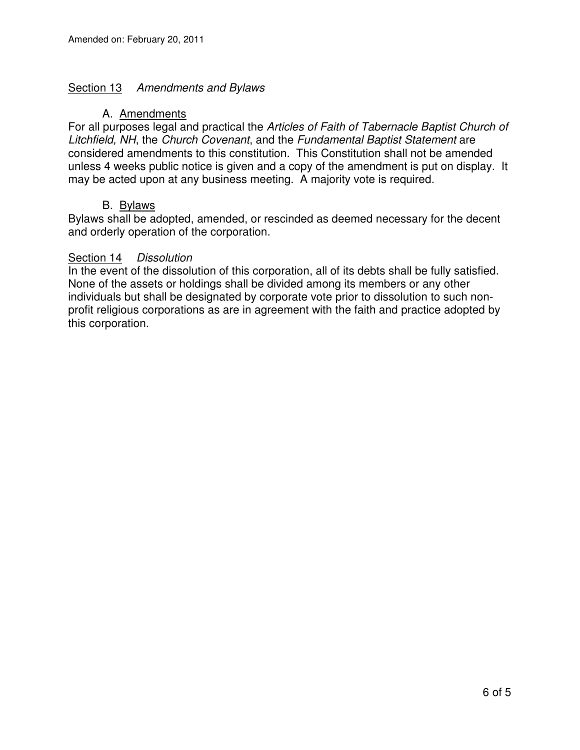## Section 13 *Amendments and Bylaws*

### A. Amendments

For all purposes legal and practical the *Articles of Faith of Tabernacle Baptist Church of Litchfield, NH*, the *Church Covenant*, and the *Fundamental Baptist Statement* are considered amendments to this constitution. This Constitution shall not be amended unless 4 weeks public notice is given and a copy of the amendment is put on display. It may be acted upon at any business meeting. A majority vote is required.

### B. Bylaws

Bylaws shall be adopted, amended, or rescinded as deemed necessary for the decent and orderly operation of the corporation.

## Section 14 *Dissolution*

In the event of the dissolution of this corporation, all of its debts shall be fully satisfied. None of the assets or holdings shall be divided among its members or any other individuals but shall be designated by corporate vote prior to dissolution to such non-profit religious corporations as are in agreement with the faith and practice adopted by this corporation.